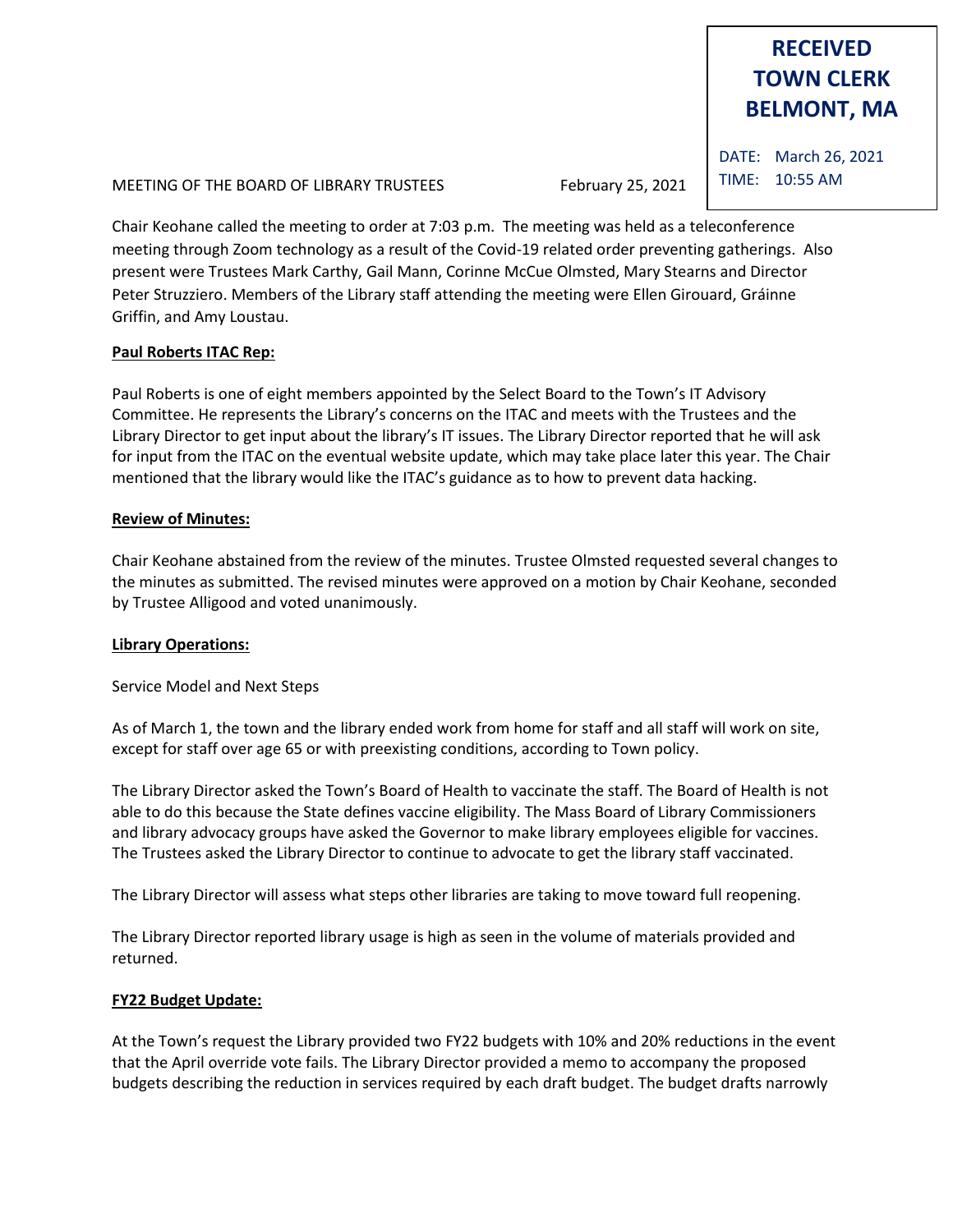**RECEIVED TOWN CLERK BELMONT, MA**

DATE: March 26, 2021
TIME: 10:55 AM

MEETING OF THE BOARD OF LIBRARY TRUSTEES February 25, 2021

Chair Keohane called the meeting to order at 7:03 p.m. The meeting was held as a teleconference meeting through Zoom technology as a result of the Covid-19 related order preventing gatherings. Also present were Trustees Mark Carthy, Gail Mann, Corinne McCue Olmsted, Mary Stearns and Director Peter Struzziero. Members of the Library staff attending the meeting were Ellen Girouard, Gráinne Griffin, and Amy Loustau.

**Paul Roberts ITAC Rep:**

Paul Roberts is one of eight members appointed by the Select Board to the Town's IT Advisory Committee. He represents the Library's concerns on the ITAC and meets with the Trustees and the Library Director to get input about the library's IT issues. The Library Director reported that he will ask for input from the ITAC on the eventual website update, which may take place later this year. The Chair mentioned that the library would like the ITAC's guidance as to how to prevent data hacking.

**Review of Minutes:**

Chair Keohane abstained from the review of the minutes. Trustee Olmsted requested several changes to the minutes as submitted. The revised minutes were approved on a motion by Chair Keohane, seconded by Trustee Alligood and voted unanimously.

**Library Operations:**

Service Model and Next Steps

As of March 1, the town and the library ended work from home for staff and all staff will work on site, except for staff over age 65 or with preexisting conditions, according to Town policy.

The Library Director asked the Town's Board of Health to vaccinate the staff. The Board of Health is not able to do this because the State defines vaccine eligibility. The Mass Board of Library Commissioners and library advocacy groups have asked the Governor to make library employees eligible for vaccines. The Trustees asked the Library Director to continue to advocate to get the library staff vaccinated.

The Library Director will assess what steps other libraries are taking to move toward full reopening.

The Library Director reported library usage is high as seen in the volume of materials provided and returned.

**FY22 Budget Update:**

At the Town's request the Library provided two FY22 budgets with 10% and 20% reductions in the event that the April override vote fails. The Library Director provided a memo to accompany the proposed budgets describing the reduction in services required by each draft budget. The budget drafts narrowly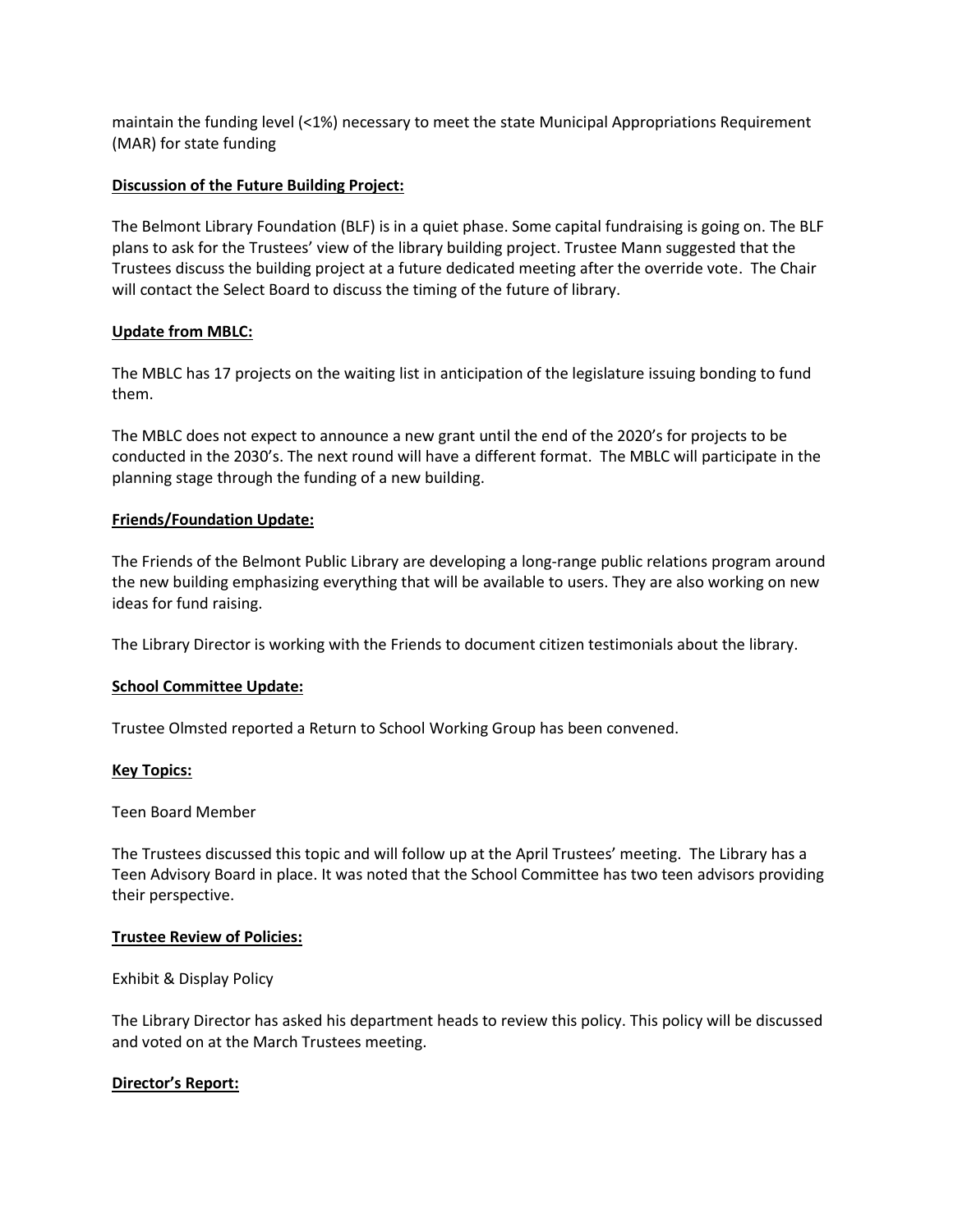maintain the funding level (<1%) necessary to meet the state Municipal Appropriations Requirement (MAR) for state funding

**Discussion of the Future Building Project:**

The Belmont Library Foundation (BLF) is in a quiet phase. Some capital fundraising is going on. The BLF plans to ask for the Trustees' view of the library building project. Trustee Mann suggested that the Trustees discuss the building project at a future dedicated meeting after the override vote. The Chair will contact the Select Board to discuss the timing of the future of library.

**Update from MBLC:**

The MBLC has 17 projects on the waiting list in anticipation of the legislature issuing bonding to fund them.

The MBLC does not expect to announce a new grant until the end of the 2020's for projects to be conducted in the 2030's. The next round will have a different format. The MBLC will participate in the planning stage through the funding of a new building.

**Friends/Foundation Update:**

The Friends of the Belmont Public Library are developing a long-range public relations program around the new building emphasizing everything that will be available to users. They are also working on new ideas for fund raising.

The Library Director is working with the Friends to document citizen testimonials about the library.

**School Committee Update:**

Trustee Olmsted reported a Return to School Working Group has been convened.

**Key Topics:**

Teen Board Member

The Trustees discussed this topic and will follow up at the April Trustees' meeting. The Library has a Teen Advisory Board in place. It was noted that the School Committee has two teen advisors providing their perspective.

**Trustee Review of Policies:**

Exhibit & Display Policy

The Library Director has asked his department heads to review this policy. This policy will be discussed and voted on at the March Trustees meeting.

**Director's Report:**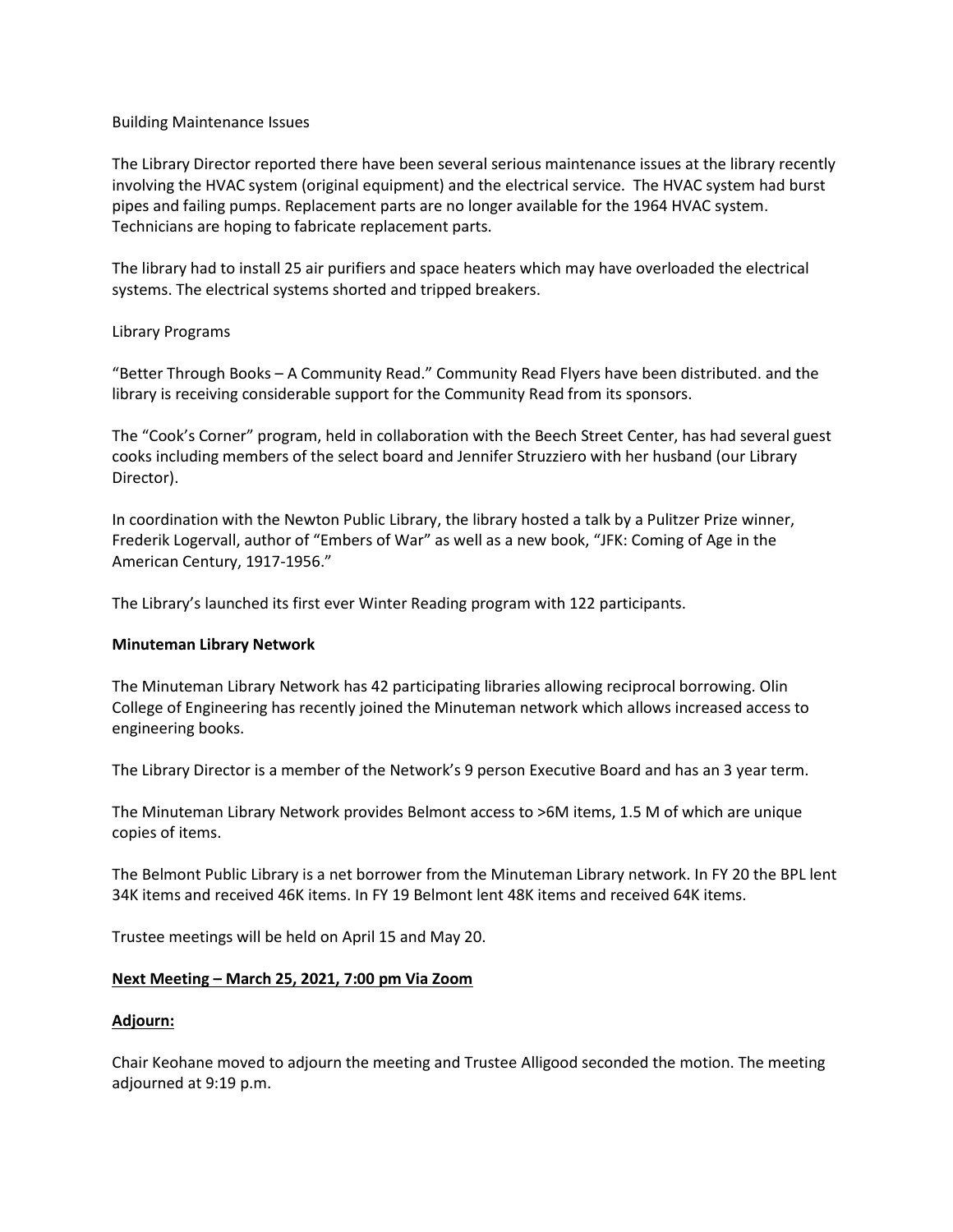Building Maintenance Issues

The Library Director reported there have been several serious maintenance issues at the library recently involving the HVAC system (original equipment) and the electrical service. The HVAC system had burst pipes and failing pumps. Replacement parts are no longer available for the 1964 HVAC system. Technicians are hoping to fabricate replacement parts.

The library had to install 25 air purifiers and space heaters which may have overloaded the electrical systems. The electrical systems shorted and tripped breakers.

Library Programs

"Better Through Books – A Community Read." Community Read Flyers have been distributed. and the library is receiving considerable support for the Community Read from its sponsors.

The "Cook's Corner" program, held in collaboration with the Beech Street Center, has had several guest cooks including members of the select board and Jennifer Struzziero with her husband (our Library Director).

In coordination with the Newton Public Library, the library hosted a talk by a Pulitzer Prize winner, Frederik Logervall, author of "Embers of War" as well as a new book, "JFK: Coming of Age in the American Century, 1917-1956."

The Library's launched its first ever Winter Reading program with 122 participants.

**Minuteman Library Network**

The Minuteman Library Network has 42 participating libraries allowing reciprocal borrowing. Olin College of Engineering has recently joined the Minuteman network which allows increased access to engineering books.

The Library Director is a member of the Network's 9 person Executive Board and has an 3 year term.

The Minuteman Library Network provides Belmont access to >6M items, 1.5 M of which are unique copies of items.

The Belmont Public Library is a net borrower from the Minuteman Library network. In FY 20 the BPL lent 34K items and received 46K items. In FY 19 Belmont lent 48K items and received 64K items.

Trustee meetings will be held on April 15 and May 20.

**Next Meeting – March 25, 2021, 7:00 pm Via Zoom**

**Adjourn:**

Chair Keohane moved to adjourn the meeting and Trustee Alligood seconded the motion. The meeting adjourned at 9:19 p.m.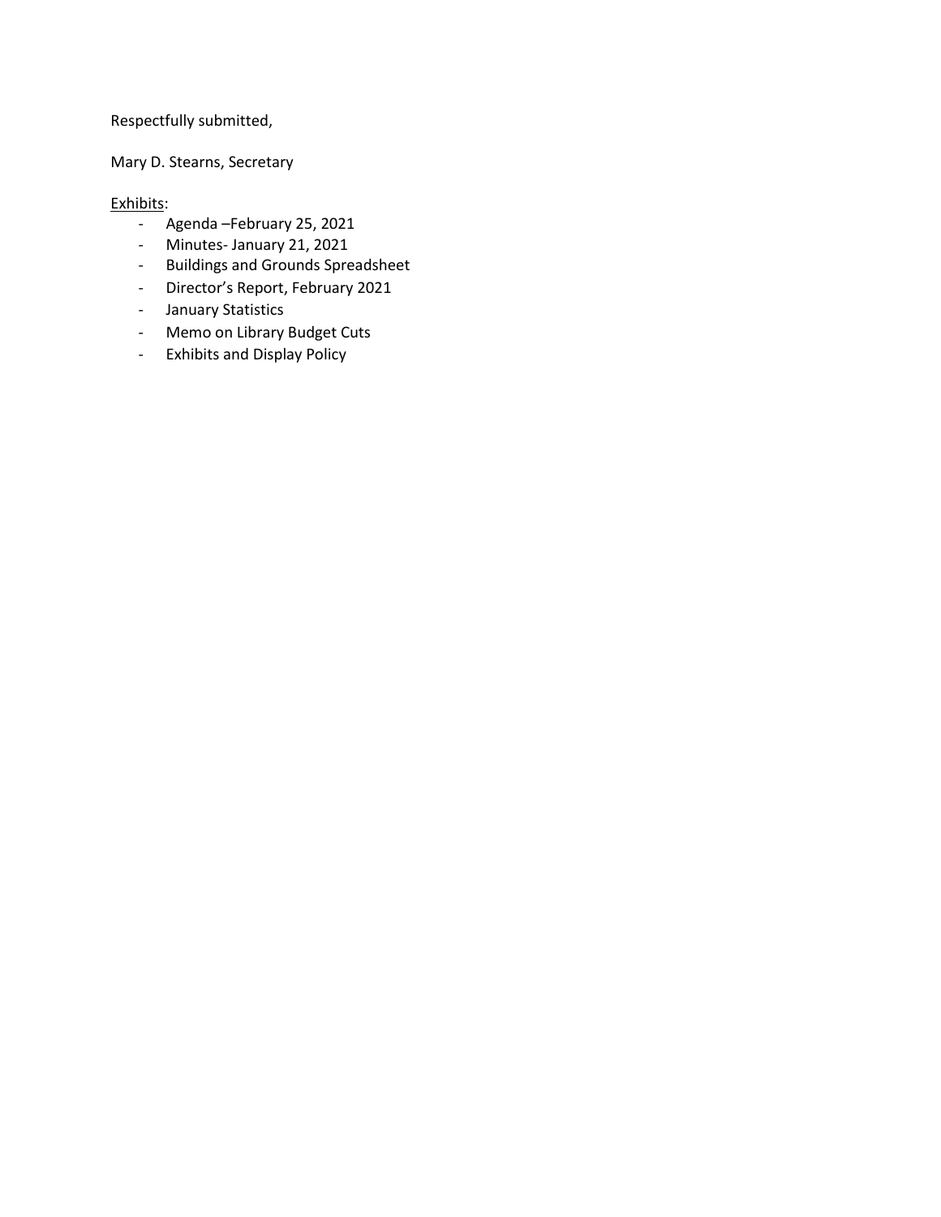Respectfully submitted,

Mary D. Stearns, Secretary

Exhibits:

- Agenda –February 25, 2021
- Minutes- January 21, 2021
- Buildings and Grounds Spreadsheet
- Director's Report, February 2021
- January Statistics
- Memo on Library Budget Cuts
- Exhibits and Display Policy